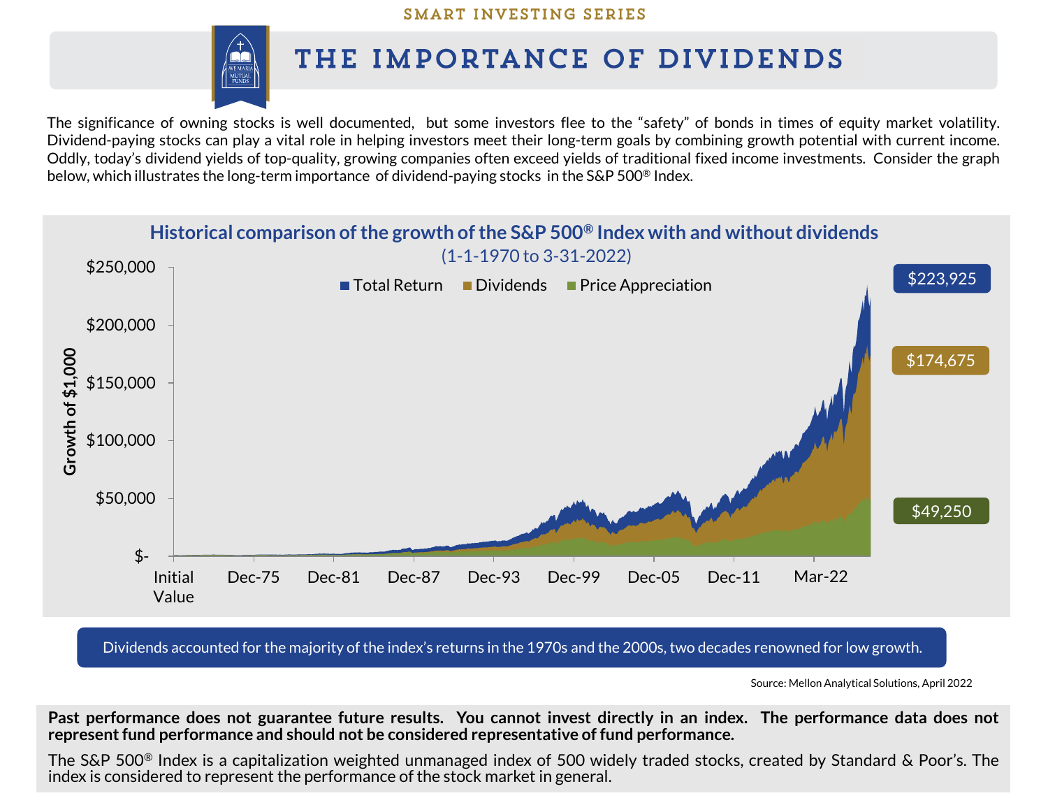SMART INVESTING SERIES

# THE IMPORTANCE OF DIVIDENDS

The significance of owning stocks is well documented, but some investors flee to the "safety" of bonds in times of equity market volatility. Dividend-paying stocks can play a vital role in helping investors meet their long-term goals by combining growth potential with current income. Oddly, today's dividend yields of top-quality, growing companies often exceed yields of traditional fixed income investments. Consider the graph below, which illustrates the long-term importance of dividend-paying stocks in the S&P 500® Index.

## Historical comparison of the growth of the S&P 500® Index with and without dividends

(1-1-1970 to 3-31-2022)

Total Return | Dividends | Price Appreciation

Growth of $1,000

$250,000 · $200,000 · $150,000 · $100,000 · $50,000 · $-

Initial Value · Dec-75 · Dec-81 · Dec-87 · Dec-93 · Dec-99 · Dec-05 · Dec-11 · Mar-22

| Total Return | Dividends | Price Appreciation |
|---|---|---|
| $223,925 | $174,675 | $49,250 |

Dividends accounted for the majority of the index's returns in the 1970s and the 2000s, two decades renowned for low growth.

Source: Mellon Analytical Solutions, April 2022

**Past performance does not guarantee future results. You cannot invest directly in an index. The performance data does not represent fund performance and should not be considered representative of fund performance.**

The S&P 500® Index is a capitalization weighted unmanaged index of 500 widely traded stocks, created by Standard & Poor's. The index is considered to represent the performance of the stock market in general.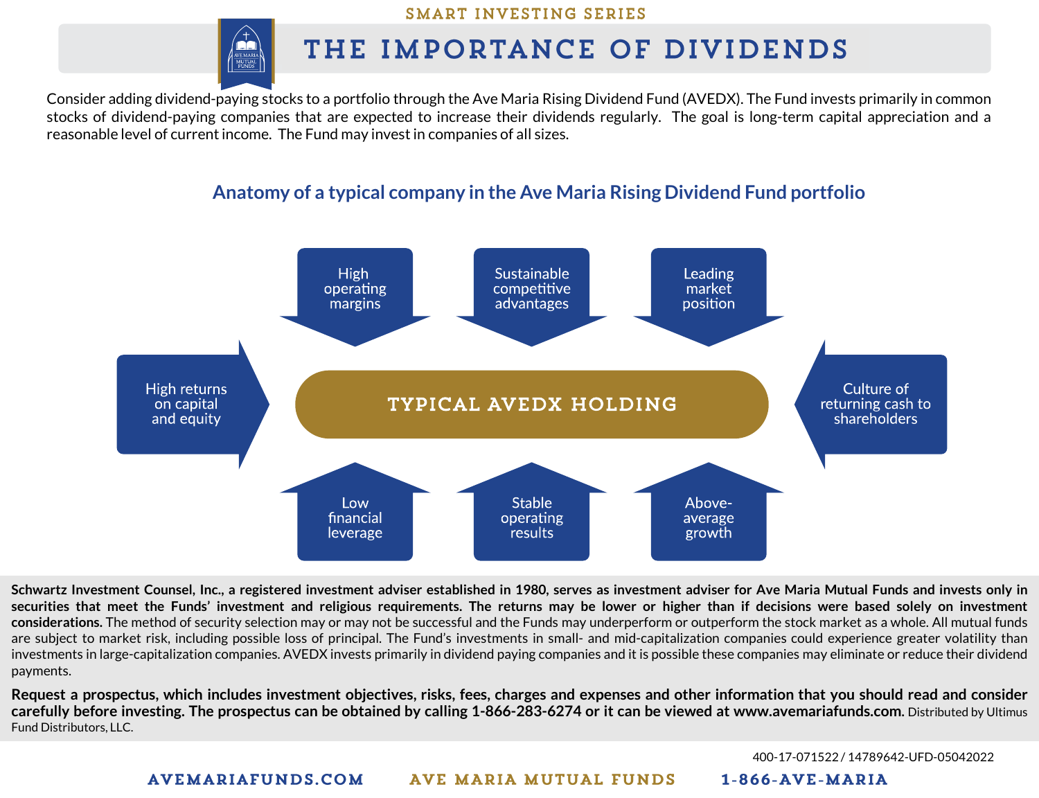SMART INVESTING SERIES

# THE IMPORTANCE OF DIVIDENDS

Consider adding dividend-paying stocks to a portfolio through the Ave Maria Rising Dividend Fund (AVEDX). The Fund invests primarily in common stocks of dividend-paying companies that are expected to increase their dividends regularly. The goal is long-term capital appreciation and a reasonable level of current income. The Fund may invest in companies of all sizes.

## Anatomy of a typical company in the Ave Maria Rising Dividend Fund portfolio

High operating margins

Sustainable competitive advantages

Leading market position

High returns on capital and equity

TYPICAL AVEDX HOLDING

Culture of returning cash to shareholders

Low financial leverage

Stable operating results

Above-average growth

**Schwartz Investment Counsel, Inc., a registered investment adviser established in 1980, serves as investment adviser for Ave Maria Mutual Funds and invests only in securities that meet the Funds' investment and religious requirements. The returns may be lower or higher than if decisions were based solely on investment considerations.** The method of security selection may or may not be successful and the Funds may underperform or outperform the stock market as a whole. All mutual funds are subject to market risk, including possible loss of principal. The Fund's investments in small- and mid-capitalization companies could experience greater volatility than investments in large-capitalization companies. AVEDX invests primarily in dividend paying companies and it is possible these companies may eliminate or reduce their dividend payments.

**Request a prospectus, which includes investment objectives, risks, fees, charges and expenses and other information that you should read and consider carefully before investing. The prospectus can be obtained by calling 1-866-283-6274 or it can be viewed at www.avemariafunds.com.** Distributed by Ultimus Fund Distributors, LLC.

400-17-071522 / 14789642-UFD-05042022

AVEMARIAFUNDS.COM AVE MARIA MUTUAL FUNDS 1-866-AVE-MARIA